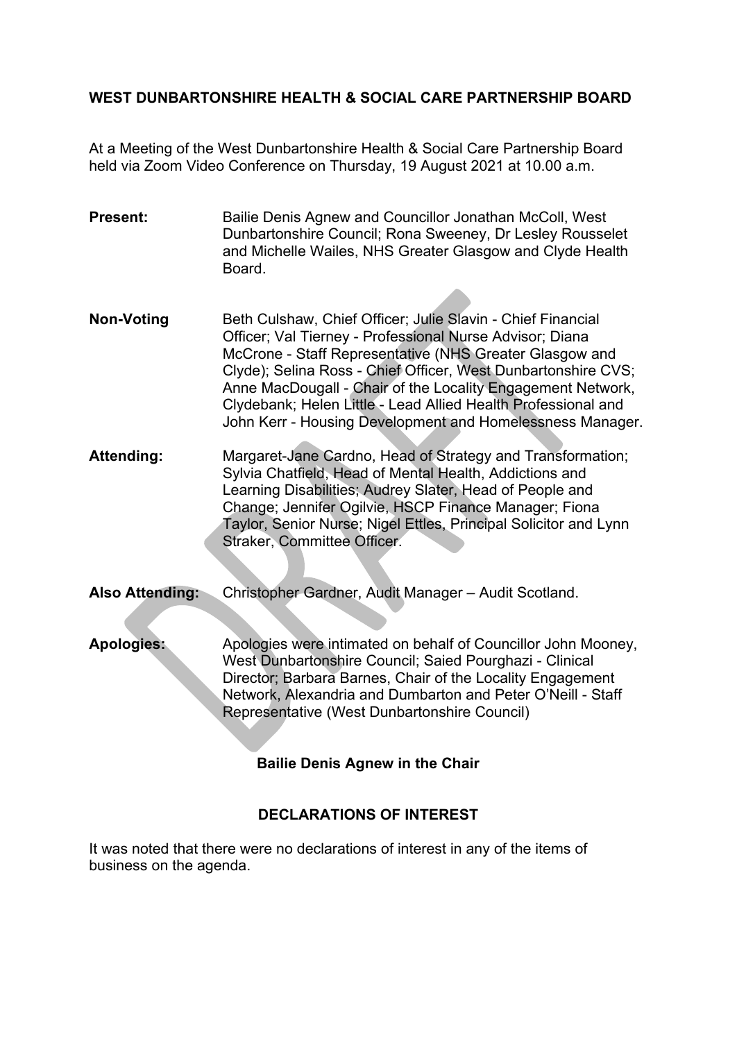# WEST DUNBARTONSHIRE HEALTH & SOCIAL CARE PARTNERSHIP BOARD

At a Meeting of the West Dunbartonshire Health & Social Care Partnership Board held via Zoom Video Conference on Thursday, 19 August 2021 at 10.00 a.m.

**Present:** Bailie Denis Agnew and Councillor Jonathan McColl, West Dunbartonshire Council; Rona Sweeney, Dr Lesley Rousselet and Michelle Wailes, NHS Greater Glasgow and Clyde Health Board.

**Non-Voting** Beth Culshaw, Chief Officer; Julie Slavin - Chief Financial Officer; Val Tierney - Professional Nurse Advisor; Diana McCrone - Staff Representative (NHS Greater Glasgow and Clyde); Selina Ross - Chief Officer, West Dunbartonshire CVS; Anne MacDougall - Chair of the Locality Engagement Network, Clydebank; Helen Little - Lead Allied Health Professional and John Kerr - Housing Development and Homelessness Manager.

**Attending:** Margaret-Jane Cardno, Head of Strategy and Transformation; Sylvia Chatfield, Head of Mental Health, Addictions and Learning Disabilities; Audrey Slater, Head of People and Change; Jennifer Ogilvie, HSCP Finance Manager; Fiona Taylor, Senior Nurse; Nigel Ettles, Principal Solicitor and Lynn Straker, Committee Officer.

**Also Attending:** Christopher Gardner, Audit Manager – Audit Scotland.

**Apologies:** Apologies were intimated on behalf of Councillor John Mooney, West Dunbartonshire Council; Saied Pourghazi - Clinical Director; Barbara Barnes, Chair of the Locality Engagement Network, Alexandria and Dumbarton and Peter O'Neill - Staff Representative (West Dunbartonshire Council)

**Bailie Denis Agnew in the Chair**

## DECLARATIONS OF INTEREST

It was noted that there were no declarations of interest in any of the items of business on the agenda.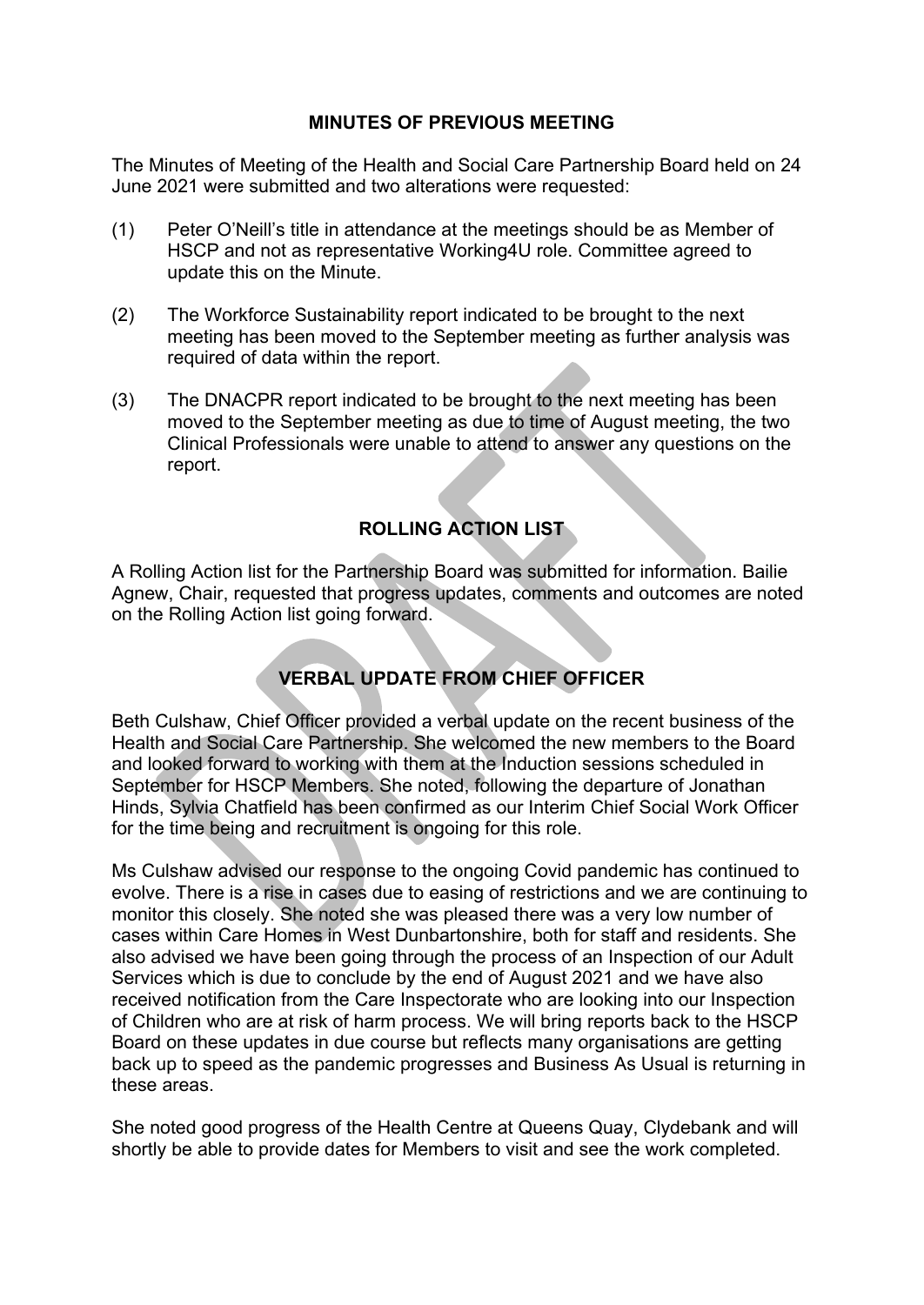## MINUTES OF PREVIOUS MEETING

The Minutes of Meeting of the Health and Social Care Partnership Board held on 24 June 2021 were submitted and two alterations were requested:

(1) Peter O'Neill's title in attendance at the meetings should be as Member of HSCP and not as representative Working4U role. Committee agreed to update this on the Minute.

(2) The Workforce Sustainability report indicated to be brought to the next meeting has been moved to the September meeting as further analysis was required of data within the report.

(3) The DNACPR report indicated to be brought to the next meeting has been moved to the September meeting as due to time of August meeting, the two Clinical Professionals were unable to attend to answer any questions on the report.

## ROLLING ACTION LIST

A Rolling Action list for the Partnership Board was submitted for information. Bailie Agnew, Chair, requested that progress updates, comments and outcomes are noted on the Rolling Action list going forward.

## VERBAL UPDATE FROM CHIEF OFFICER

Beth Culshaw, Chief Officer provided a verbal update on the recent business of the Health and Social Care Partnership. She welcomed the new members to the Board and looked forward to working with them at the Induction sessions scheduled in September for HSCP Members. She noted, following the departure of Jonathan Hinds, Sylvia Chatfield has been confirmed as our Interim Chief Social Work Officer for the time being and recruitment is ongoing for this role.

Ms Culshaw advised our response to the ongoing Covid pandemic has continued to evolve. There is a rise in cases due to easing of restrictions and we are continuing to monitor this closely. She noted she was pleased there was a very low number of cases within Care Homes in West Dunbartonshire, both for staff and residents. She also advised we have been going through the process of an Inspection of our Adult Services which is due to conclude by the end of August 2021 and we have also received notification from the Care Inspectorate who are looking into our Inspection of Children who are at risk of harm process. We will bring reports back to the HSCP Board on these updates in due course but reflects many organisations are getting back up to speed as the pandemic progresses and Business As Usual is returning in these areas.

She noted good progress of the Health Centre at Queens Quay, Clydebank and will shortly be able to provide dates for Members to visit and see the work completed.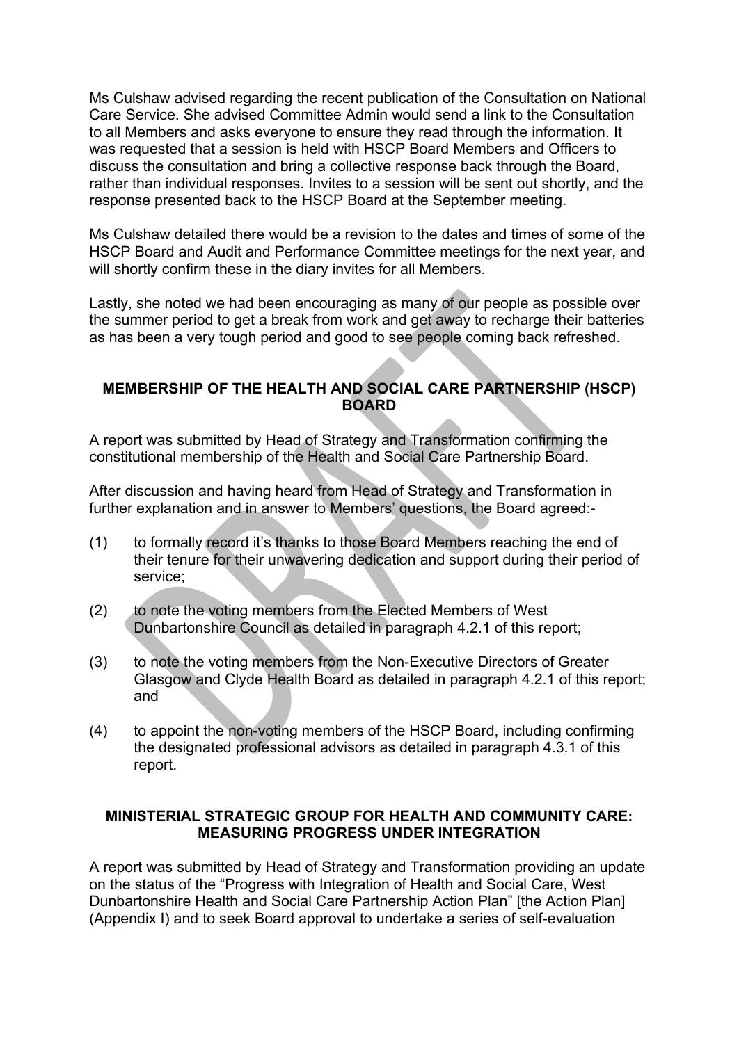Ms Culshaw advised regarding the recent publication of the Consultation on National Care Service. She advised Committee Admin would send a link to the Consultation to all Members and asks everyone to ensure they read through the information. It was requested that a session is held with HSCP Board Members and Officers to discuss the consultation and bring a collective response back through the Board, rather than individual responses. Invites to a session will be sent out shortly, and the response presented back to the HSCP Board at the September meeting.

Ms Culshaw detailed there would be a revision to the dates and times of some of the HSCP Board and Audit and Performance Committee meetings for the next year, and will shortly confirm these in the diary invites for all Members.

Lastly, she noted we had been encouraging as many of our people as possible over the summer period to get a break from work and get away to recharge their batteries as has been a very tough period and good to see people coming back refreshed.

## MEMBERSHIP OF THE HEALTH AND SOCIAL CARE PARTNERSHIP (HSCP) BOARD

A report was submitted by Head of Strategy and Transformation confirming the constitutional membership of the Health and Social Care Partnership Board.

After discussion and having heard from Head of Strategy and Transformation in further explanation and in answer to Members' questions, the Board agreed:-

(1) to formally record it's thanks to those Board Members reaching the end of their tenure for their unwavering dedication and support during their period of service;

(2) to note the voting members from the Elected Members of West Dunbartonshire Council as detailed in paragraph 4.2.1 of this report;

(3) to note the voting members from the Non-Executive Directors of Greater Glasgow and Clyde Health Board as detailed in paragraph 4.2.1 of this report; and

(4) to appoint the non-voting members of the HSCP Board, including confirming the designated professional advisors as detailed in paragraph 4.3.1 of this report.

## MINISTERIAL STRATEGIC GROUP FOR HEALTH AND COMMUNITY CARE: MEASURING PROGRESS UNDER INTEGRATION

A report was submitted by Head of Strategy and Transformation providing an update on the status of the "Progress with Integration of Health and Social Care, West Dunbartonshire Health and Social Care Partnership Action Plan" [the Action Plan] (Appendix I) and to seek Board approval to undertake a series of self-evaluation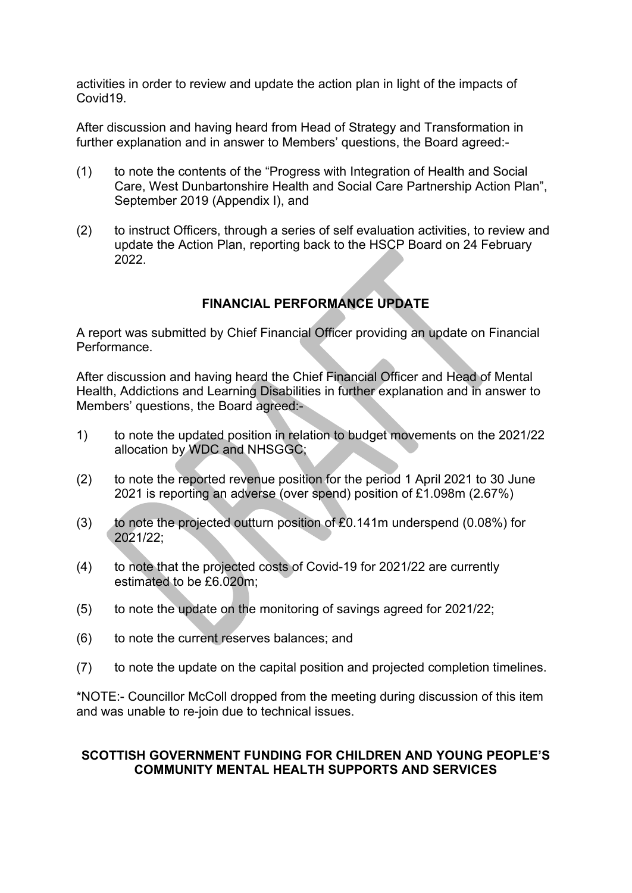activities in order to review and update the action plan in light of the impacts of Covid19.

After discussion and having heard from Head of Strategy and Transformation in further explanation and in answer to Members' questions, the Board agreed:-

(1) to note the contents of the "Progress with Integration of Health and Social Care, West Dunbartonshire Health and Social Care Partnership Action Plan", September 2019 (Appendix I), and

(2) to instruct Officers, through a series of self evaluation activities, to review and update the Action Plan, reporting back to the HSCP Board on 24 February 2022.

## FINANCIAL PERFORMANCE UPDATE

A report was submitted by Chief Financial Officer providing an update on Financial Performance.

After discussion and having heard the Chief Financial Officer and Head of Mental Health, Addictions and Learning Disabilities in further explanation and in answer to Members' questions, the Board agreed:-

1) to note the updated position in relation to budget movements on the 2021/22 allocation by WDC and NHSGGC;

(2) to note the reported revenue position for the period 1 April 2021 to 30 June 2021 is reporting an adverse (over spend) position of £1.098m (2.67%)

(3) to note the projected outturn position of £0.141m underspend (0.08%) for 2021/22;

(4) to note that the projected costs of Covid-19 for 2021/22 are currently estimated to be £6.020m;

(5) to note the update on the monitoring of savings agreed for 2021/22;

(6) to note the current reserves balances; and

(7) to note the update on the capital position and projected completion timelines.

*NOTE:- Councillor McColl dropped from the meeting during discussion of this item and was unable to re-join due to technical issues.

## SCOTTISH GOVERNMENT FUNDING FOR CHILDREN AND YOUNG PEOPLE'S COMMUNITY MENTAL HEALTH SUPPORTS AND SERVICES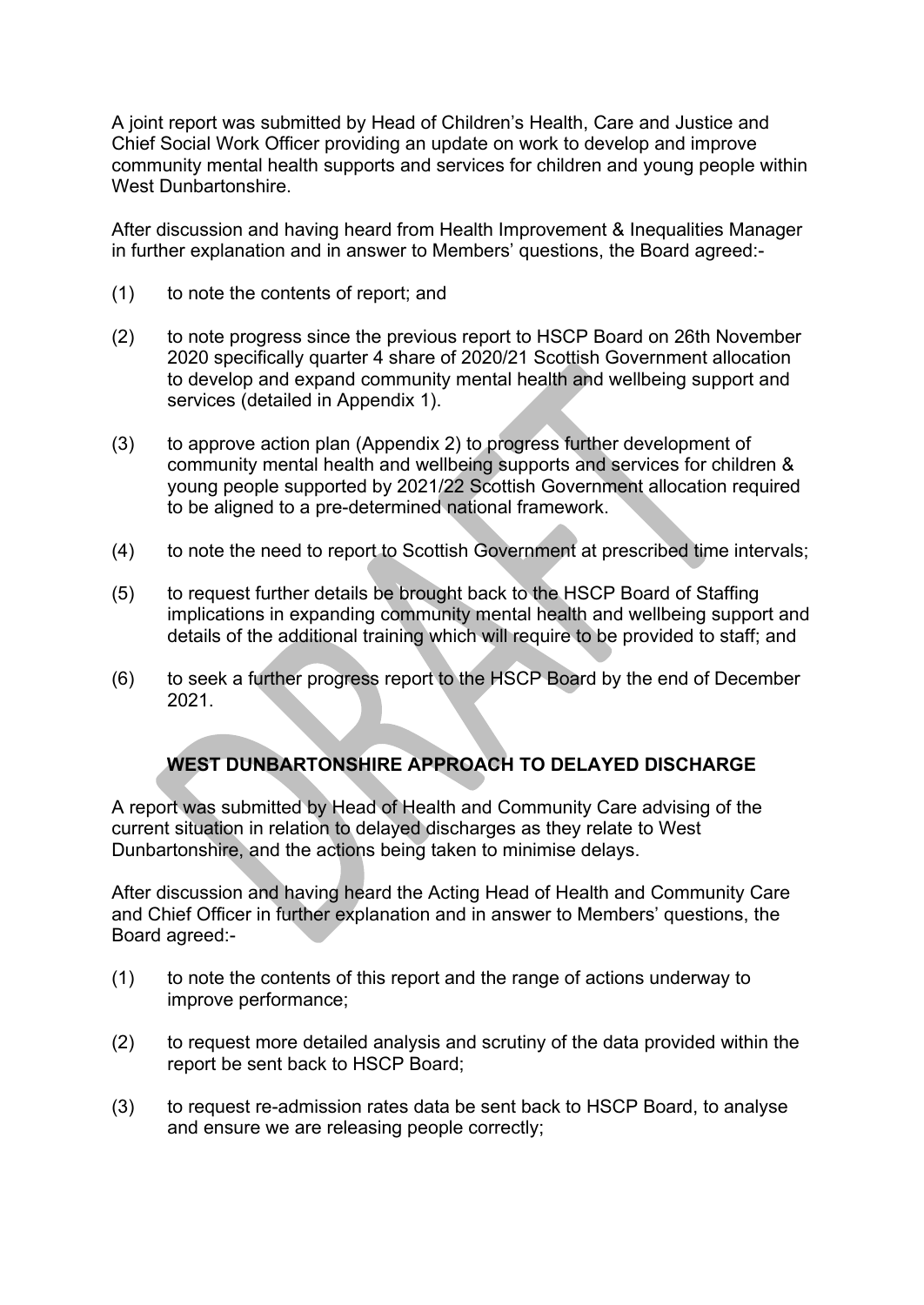A joint report was submitted by Head of Children's Health, Care and Justice and Chief Social Work Officer providing an update on work to develop and improve community mental health supports and services for children and young people within West Dunbartonshire.

After discussion and having heard from Health Improvement & Inequalities Manager in further explanation and in answer to Members' questions, the Board agreed:-

(1) to note the contents of report; and

(2) to note progress since the previous report to HSCP Board on 26th November 2020 specifically quarter 4 share of 2020/21 Scottish Government allocation to develop and expand community mental health and wellbeing support and services (detailed in Appendix 1).

(3) to approve action plan (Appendix 2) to progress further development of community mental health and wellbeing supports and services for children & young people supported by 2021/22 Scottish Government allocation required to be aligned to a pre-determined national framework.

(4) to note the need to report to Scottish Government at prescribed time intervals;

(5) to request further details be brought back to the HSCP Board of Staffing implications in expanding community mental health and wellbeing support and details of the additional training which will require to be provided to staff; and

(6) to seek a further progress report to the HSCP Board by the end of December 2021.

## WEST DUNBARTONSHIRE APPROACH TO DELAYED DISCHARGE

A report was submitted by Head of Health and Community Care advising of the current situation in relation to delayed discharges as they relate to West Dunbartonshire, and the actions being taken to minimise delays.

After discussion and having heard the Acting Head of Health and Community Care and Chief Officer in further explanation and in answer to Members' questions, the Board agreed:-

(1) to note the contents of this report and the range of actions underway to improve performance;

(2) to request more detailed analysis and scrutiny of the data provided within the report be sent back to HSCP Board;

(3) to request re-admission rates data be sent back to HSCP Board, to analyse and ensure we are releasing people correctly;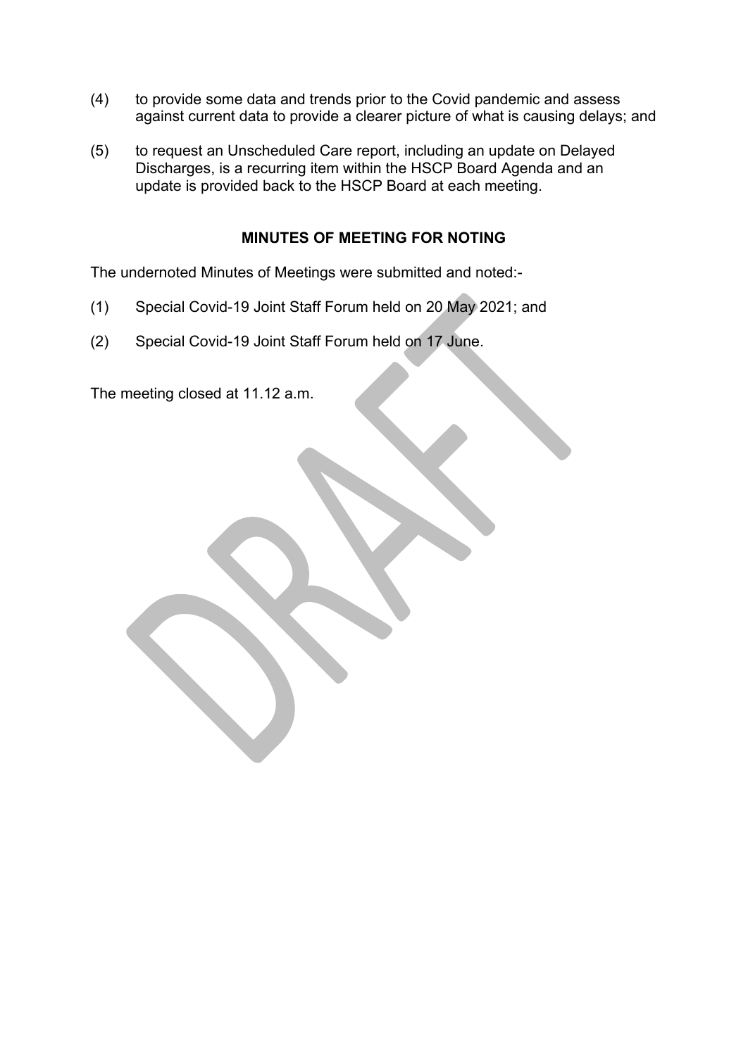(4) to provide some data and trends prior to the Covid pandemic and assess against current data to provide a clearer picture of what is causing delays; and

(5) to request an Unscheduled Care report, including an update on Delayed Discharges, is a recurring item within the HSCP Board Agenda and an update is provided back to the HSCP Board at each meeting.

## MINUTES OF MEETING FOR NOTING

The undernoted Minutes of Meetings were submitted and noted:-

(1) Special Covid-19 Joint Staff Forum held on 20 May 2021; and

(2) Special Covid-19 Joint Staff Forum held on 17 June.

The meeting closed at 11.12 a.m.